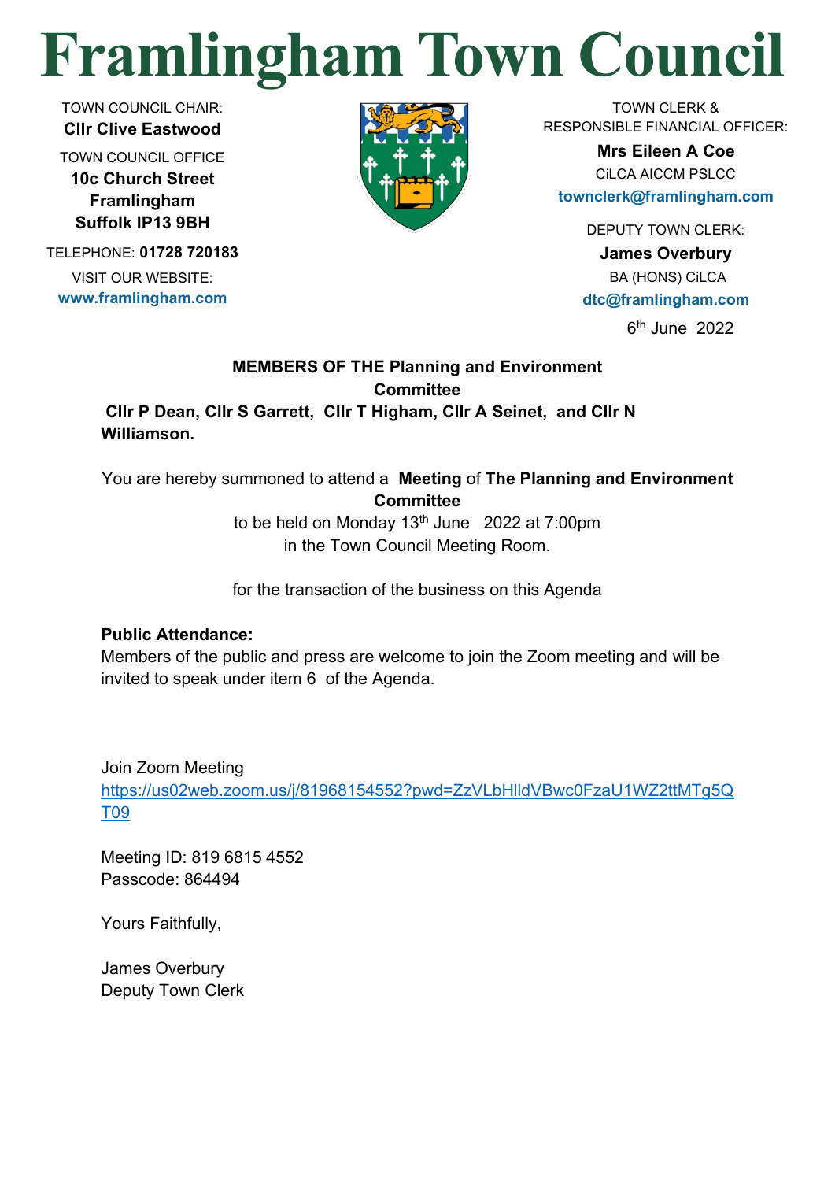# Framlingham Town Council

TOWN COUNCIL CHAIR:
**Cllr Clive Eastwood**

TOWN COUNCIL OFFICE
**10c Church Street**
**Framlingham**
**Suffolk IP13 9BH**

TELEPHONE: **01728 720183**

VISIT OUR WEBSITE:
**www.framlingham.com**

TOWN CLERK &
RESPONSIBLE FINANCIAL OFFICER:
**Mrs Eileen A Coe**
CiLCA AICCM PSLCC
**townclerk@framlingham.com**

DEPUTY TOWN CLERK:
**James Overbury**
BA (HONS) CiLCA
**dtc@framlingham.com**

6th June 2022

**MEMBERS OF THE Planning and Environment Committee**
**Cllr P Dean, Cllr S Garrett, Cllr T Higham, Cllr A Seinet, and Cllr N Williamson.**

You are hereby summoned to attend a **Meeting** of **The Planning and Environment Committee**
to be held on Monday 13th June 2022 at 7:00pm
in the Town Council Meeting Room.

for the transaction of the business on this Agenda

**Public Attendance:**
Members of the public and press are welcome to join the Zoom meeting and will be invited to speak under item 6 of the Agenda.

Join Zoom Meeting
https://us02web.zoom.us/j/81968154552?pwd=ZzVLbHlldVBwc0FzaU1WZ2ttMTg5QT09

Meeting ID: 819 6815 4552
Passcode: 864494

Yours Faithfully,

James Overbury
Deputy Town Clerk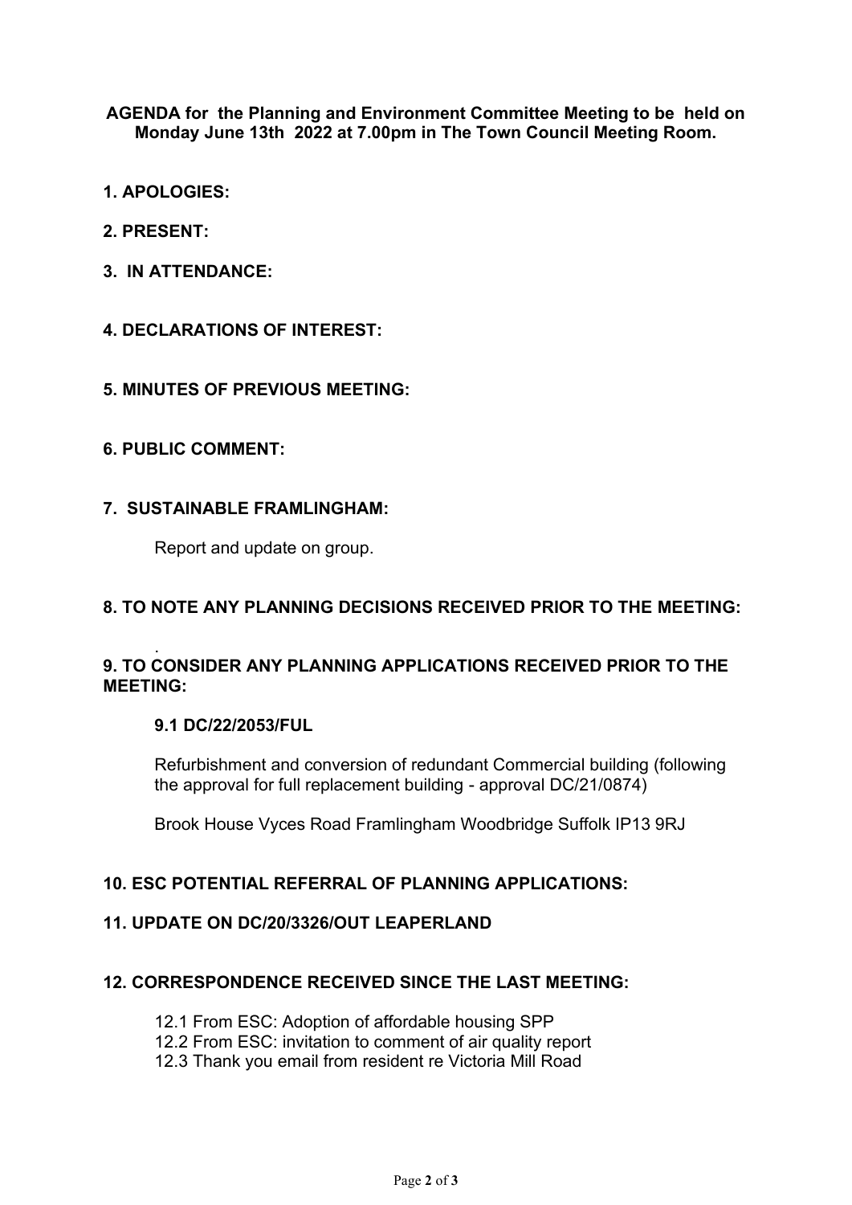**AGENDA for the Planning and Environment Committee Meeting to be held on Monday June 13th 2022 at 7.00pm in The Town Council Meeting Room.**

**1. APOLOGIES:**

**2. PRESENT:**

**3. IN ATTENDANCE:**

**4. DECLARATIONS OF INTEREST:**

**5. MINUTES OF PREVIOUS MEETING:**

**6. PUBLIC COMMENT:**

**7. SUSTAINABLE FRAMLINGHAM:**

Report and update on group.

**8. TO NOTE ANY PLANNING DECISIONS RECEIVED PRIOR TO THE MEETING:**

.

**9. TO CONSIDER ANY PLANNING APPLICATIONS RECEIVED PRIOR TO THE MEETING:**

**9.1 DC/22/2053/FUL**

Refurbishment and conversion of redundant Commercial building (following the approval for full replacement building - approval DC/21/0874)

Brook House Vyces Road Framlingham Woodbridge Suffolk IP13 9RJ

**10. ESC POTENTIAL REFERRAL OF PLANNING APPLICATIONS:**

**11. UPDATE ON DC/20/3326/OUT LEAPERLAND**

**12. CORRESPONDENCE RECEIVED SINCE THE LAST MEETING:**

12.1 From ESC: Adoption of affordable housing SPP
12.2 From ESC: invitation to comment of air quality report
12.3 Thank you email from resident re Victoria Mill Road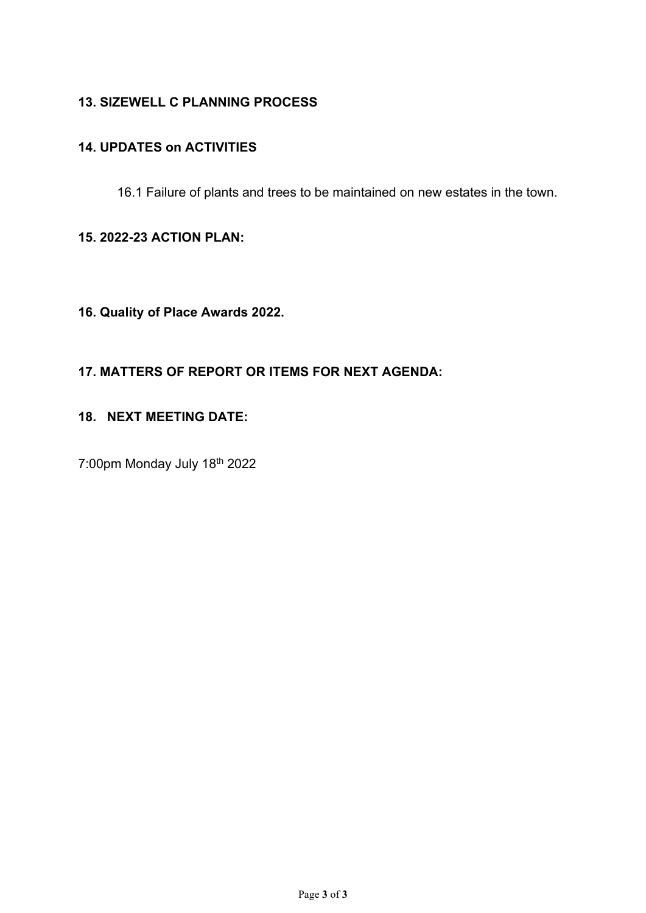**13. SIZEWELL C PLANNING PROCESS**

**14. UPDATES on ACTIVITIES**

16.1 Failure of plants and trees to be maintained on new estates in the town.

**15. 2022-23 ACTION PLAN:**

**16. Quality of Place Awards 2022.**

**17. MATTERS OF REPORT OR ITEMS FOR NEXT AGENDA:**

**18. NEXT MEETING DATE:**

7:00pm Monday July 18th 2022